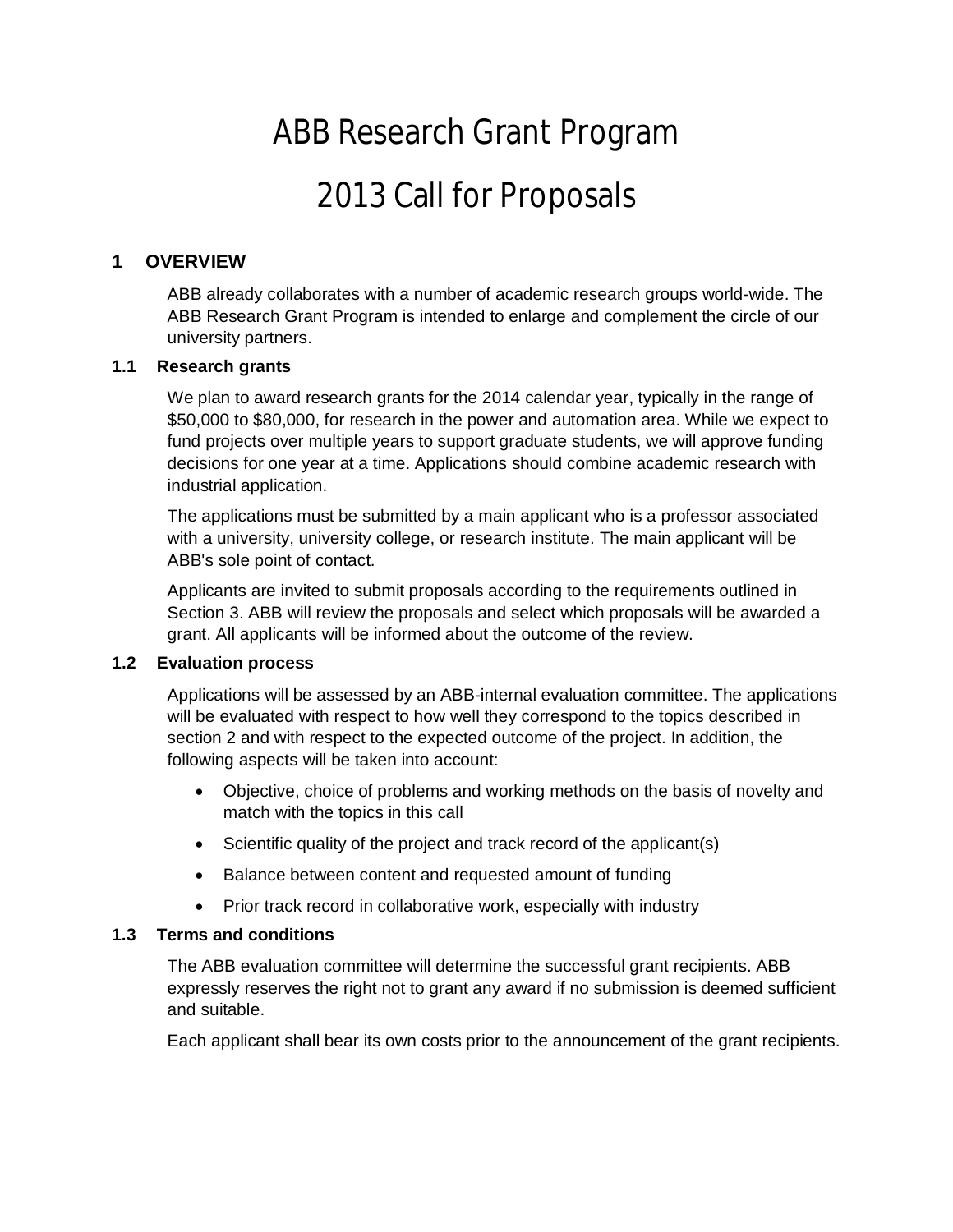# ABB Research Grant Program

# 2013 Call for Proposals

## 1 OVERVIEW

ABB already collaborates with a number of academic research groups world-wide. The ABB Research Grant Program is intended to enlarge and complement the circle of our university partners.

### 1.1 Research grants

We plan to award research grants for the 2014 calendar year, typically in the range of $50,000 to $80,000, for research in the power and automation area. While we expect to fund projects over multiple years to support graduate students, we will approve funding decisions for one year at a time. Applications should combine academic research with industrial application.

The applications must be submitted by a main applicant who is a professor associated with a university, university college, or research institute. The main applicant will be ABB's sole point of contact.

Applicants are invited to submit proposals according to the requirements outlined in Section 3. ABB will review the proposals and select which proposals will be awarded a grant. All applicants will be informed about the outcome of the review.

### 1.2 Evaluation process

Applications will be assessed by an ABB-internal evaluation committee. The applications will be evaluated with respect to how well they correspond to the topics described in section 2 and with respect to the expected outcome of the project. In addition, the following aspects will be taken into account:

- Objective, choice of problems and working methods on the basis of novelty and match with the topics in this call
- Scientific quality of the project and track record of the applicant(s)
- Balance between content and requested amount of funding
- Prior track record in collaborative work, especially with industry

### 1.3 Terms and conditions

The ABB evaluation committee will determine the successful grant recipients. ABB expressly reserves the right not to grant any award if no submission is deemed sufficient and suitable.

Each applicant shall bear its own costs prior to the announcement of the grant recipients.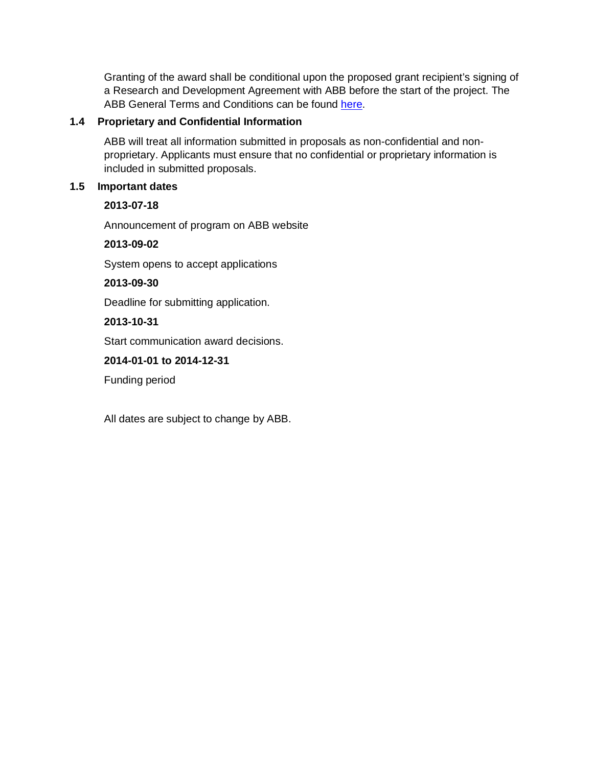Granting of the award shall be conditional upon the proposed grant recipient's signing of a Research and Development Agreement with ABB before the start of the project. The ABB General Terms and Conditions can be found here.

### 1.4 Proprietary and Confidential Information

ABB will treat all information submitted in proposals as non-confidential and non-proprietary. Applicants must ensure that no confidential or proprietary information is included in submitted proposals.

### 1.5 Important dates

**2013-07-18**

Announcement of program on ABB website

**2013-09-02**

System opens to accept applications

**2013-09-30**

Deadline for submitting application.

**2013-10-31**

Start communication award decisions.

**2014-01-01 to 2014-12-31**

Funding period

All dates are subject to change by ABB.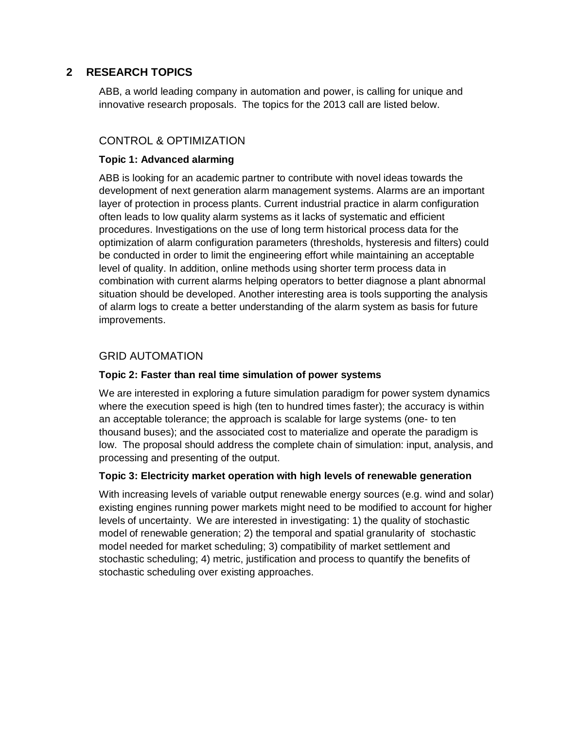## 2 RESEARCH TOPICS

ABB, a world leading company in automation and power, is calling for unique and innovative research proposals. The topics for the 2013 call are listed below.

### CONTROL & OPTIMIZATION

#### Topic 1: Advanced alarming

ABB is looking for an academic partner to contribute with novel ideas towards the development of next generation alarm management systems. Alarms are an important layer of protection in process plants. Current industrial practice in alarm configuration often leads to low quality alarm systems as it lacks of systematic and efficient procedures. Investigations on the use of long term historical process data for the optimization of alarm configuration parameters (thresholds, hysteresis and filters) could be conducted in order to limit the engineering effort while maintaining an acceptable level of quality. In addition, online methods using shorter term process data in combination with current alarms helping operators to better diagnose a plant abnormal situation should be developed. Another interesting area is tools supporting the analysis of alarm logs to create a better understanding of the alarm system as basis for future improvements.

### GRID AUTOMATION

#### Topic 2: Faster than real time simulation of power systems

We are interested in exploring a future simulation paradigm for power system dynamics where the execution speed is high (ten to hundred times faster); the accuracy is within an acceptable tolerance; the approach is scalable for large systems (one- to ten thousand buses); and the associated cost to materialize and operate the paradigm is low. The proposal should address the complete chain of simulation: input, analysis, and processing and presenting of the output.

#### Topic 3: Electricity market operation with high levels of renewable generation

With increasing levels of variable output renewable energy sources (e.g. wind and solar) existing engines running power markets might need to be modified to account for higher levels of uncertainty. We are interested in investigating: 1) the quality of stochastic model of renewable generation; 2) the temporal and spatial granularity of stochastic model needed for market scheduling; 3) compatibility of market settlement and stochastic scheduling; 4) metric, justification and process to quantify the benefits of stochastic scheduling over existing approaches.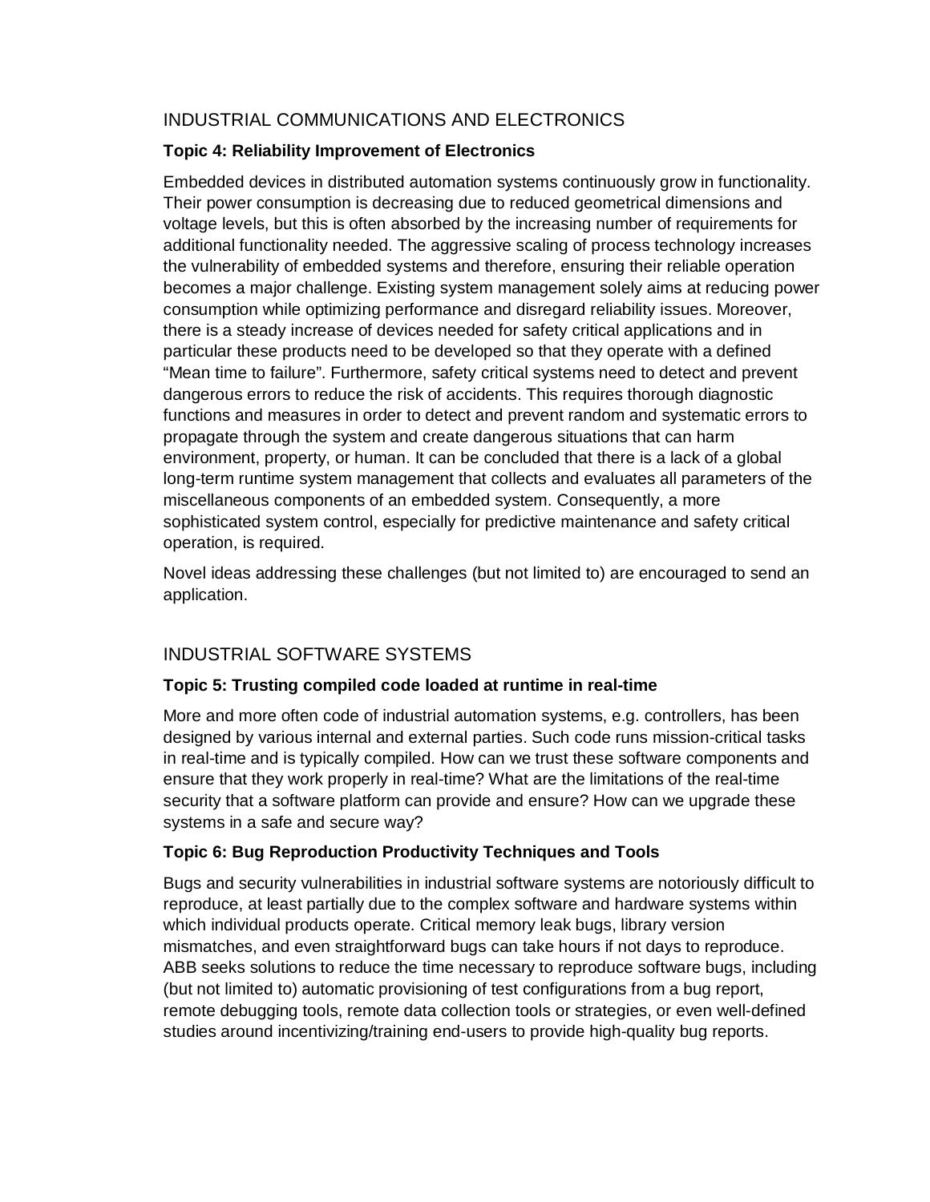## INDUSTRIAL COMMUNICATIONS AND ELECTRONICS

### Topic 4: Reliability Improvement of Electronics

Embedded devices in distributed automation systems continuously grow in functionality. Their power consumption is decreasing due to reduced geometrical dimensions and voltage levels, but this is often absorbed by the increasing number of requirements for additional functionality needed. The aggressive scaling of process technology increases the vulnerability of embedded systems and therefore, ensuring their reliable operation becomes a major challenge. Existing system management solely aims at reducing power consumption while optimizing performance and disregard reliability issues. Moreover, there is a steady increase of devices needed for safety critical applications and in particular these products need to be developed so that they operate with a defined "Mean time to failure". Furthermore, safety critical systems need to detect and prevent dangerous errors to reduce the risk of accidents. This requires thorough diagnostic functions and measures in order to detect and prevent random and systematic errors to propagate through the system and create dangerous situations that can harm environment, property, or human. It can be concluded that there is a lack of a global long-term runtime system management that collects and evaluates all parameters of the miscellaneous components of an embedded system. Consequently, a more sophisticated system control, especially for predictive maintenance and safety critical operation, is required.

Novel ideas addressing these challenges (but not limited to) are encouraged to send an application.

## INDUSTRIAL SOFTWARE SYSTEMS

### Topic 5: Trusting compiled code loaded at runtime in real-time

More and more often code of industrial automation systems, e.g. controllers, has been designed by various internal and external parties. Such code runs mission-critical tasks in real-time and is typically compiled. How can we trust these software components and ensure that they work properly in real-time? What are the limitations of the real-time security that a software platform can provide and ensure? How can we upgrade these systems in a safe and secure way?

### Topic 6: Bug Reproduction Productivity Techniques and Tools

Bugs and security vulnerabilities in industrial software systems are notoriously difficult to reproduce, at least partially due to the complex software and hardware systems within which individual products operate. Critical memory leak bugs, library version mismatches, and even straightforward bugs can take hours if not days to reproduce. ABB seeks solutions to reduce the time necessary to reproduce software bugs, including (but not limited to) automatic provisioning of test configurations from a bug report, remote debugging tools, remote data collection tools or strategies, or even well-defined studies around incentivizing/training end-users to provide high-quality bug reports.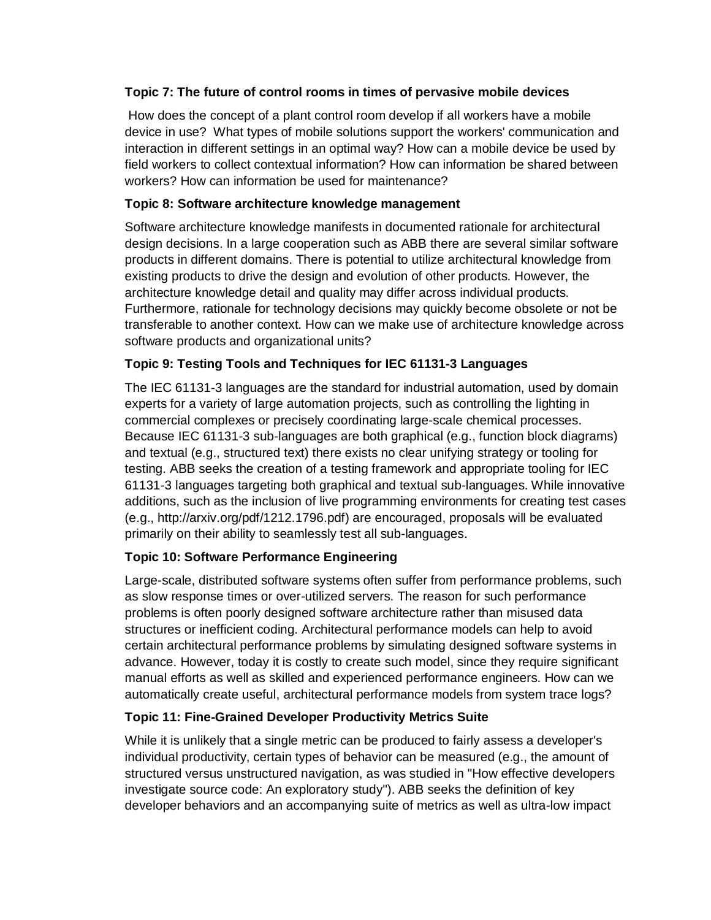**Topic 7: The future of control rooms in times of pervasive mobile devices**

How does the concept of a plant control room develop if all workers have a mobile device in use? What types of mobile solutions support the workers' communication and interaction in different settings in an optimal way? How can a mobile device be used by field workers to collect contextual information? How can information be shared between workers? How can information be used for maintenance?

**Topic 8: Software architecture knowledge management**

Software architecture knowledge manifests in documented rationale for architectural design decisions. In a large cooperation such as ABB there are several similar software products in different domains. There is potential to utilize architectural knowledge from existing products to drive the design and evolution of other products. However, the architecture knowledge detail and quality may differ across individual products. Furthermore, rationale for technology decisions may quickly become obsolete or not be transferable to another context. How can we make use of architecture knowledge across software products and organizational units?

**Topic 9: Testing Tools and Techniques for IEC 61131-3 Languages**

The IEC 61131-3 languages are the standard for industrial automation, used by domain experts for a variety of large automation projects, such as controlling the lighting in commercial complexes or precisely coordinating large-scale chemical processes. Because IEC 61131-3 sub-languages are both graphical (e.g., function block diagrams) and textual (e.g., structured text) there exists no clear unifying strategy or tooling for testing. ABB seeks the creation of a testing framework and appropriate tooling for IEC 61131-3 languages targeting both graphical and textual sub-languages. While innovative additions, such as the inclusion of live programming environments for creating test cases (e.g., http://arxiv.org/pdf/1212.1796.pdf) are encouraged, proposals will be evaluated primarily on their ability to seamlessly test all sub-languages.

**Topic 10: Software Performance Engineering**

Large-scale, distributed software systems often suffer from performance problems, such as slow response times or over-utilized servers. The reason for such performance problems is often poorly designed software architecture rather than misused data structures or inefficient coding. Architectural performance models can help to avoid certain architectural performance problems by simulating designed software systems in advance. However, today it is costly to create such model, since they require significant manual efforts as well as skilled and experienced performance engineers. How can we automatically create useful, architectural performance models from system trace logs?

**Topic 11: Fine-Grained Developer Productivity Metrics Suite**

While it is unlikely that a single metric can be produced to fairly assess a developer's individual productivity, certain types of behavior can be measured (e.g., the amount of structured versus unstructured navigation, as was studied in "How effective developers investigate source code: An exploratory study"). ABB seeks the definition of key developer behaviors and an accompanying suite of metrics as well as ultra-low impact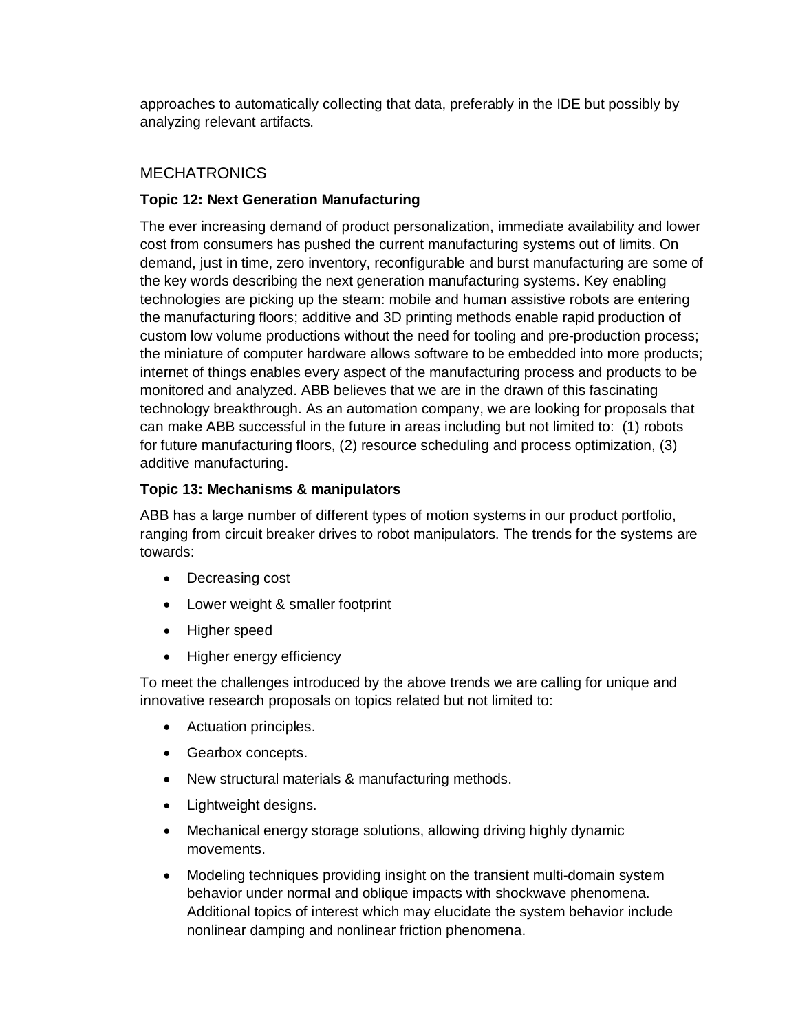approaches to automatically collecting that data, preferably in the IDE but possibly by analyzing relevant artifacts.

## MECHATRONICS

### Topic 12: Next Generation Manufacturing

The ever increasing demand of product personalization, immediate availability and lower cost from consumers has pushed the current manufacturing systems out of limits. On demand, just in time, zero inventory, reconfigurable and burst manufacturing are some of the key words describing the next generation manufacturing systems. Key enabling technologies are picking up the steam: mobile and human assistive robots are entering the manufacturing floors; additive and 3D printing methods enable rapid production of custom low volume productions without the need for tooling and pre-production process; the miniature of computer hardware allows software to be embedded into more products; internet of things enables every aspect of the manufacturing process and products to be monitored and analyzed. ABB believes that we are in the drawn of this fascinating technology breakthrough. As an automation company, we are looking for proposals that can make ABB successful in the future in areas including but not limited to: (1) robots for future manufacturing floors, (2) resource scheduling and process optimization, (3) additive manufacturing.

### Topic 13: Mechanisms & manipulators

ABB has a large number of different types of motion systems in our product portfolio, ranging from circuit breaker drives to robot manipulators. The trends for the systems are towards:

- Decreasing cost
- Lower weight & smaller footprint
- Higher speed
- Higher energy efficiency

To meet the challenges introduced by the above trends we are calling for unique and innovative research proposals on topics related but not limited to:

- Actuation principles.
- Gearbox concepts.
- New structural materials & manufacturing methods.
- Lightweight designs.
- Mechanical energy storage solutions, allowing driving highly dynamic movements.
- Modeling techniques providing insight on the transient multi-domain system behavior under normal and oblique impacts with shockwave phenomena. Additional topics of interest which may elucidate the system behavior include nonlinear damping and nonlinear friction phenomena.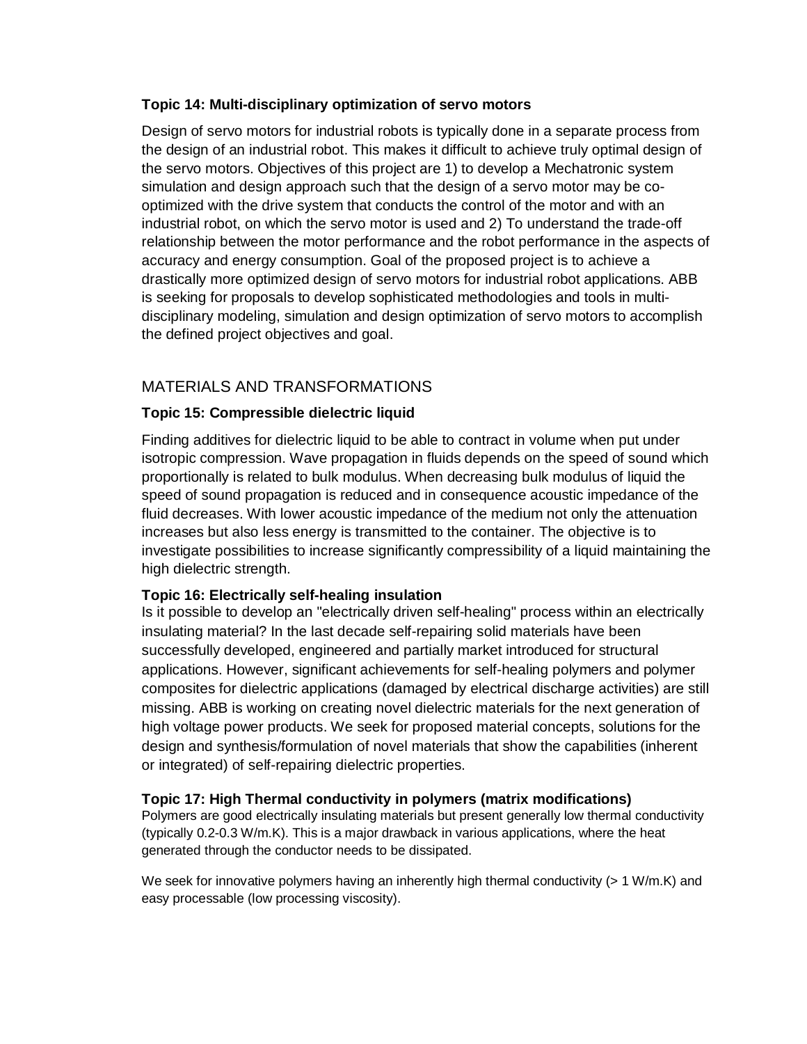### Topic 14: Multi-disciplinary optimization of servo motors

Design of servo motors for industrial robots is typically done in a separate process from the design of an industrial robot. This makes it difficult to achieve truly optimal design of the servo motors. Objectives of this project are 1) to develop a Mechatronic system simulation and design approach such that the design of a servo motor may be co-optimized with the drive system that conducts the control of the motor and with an industrial robot, on which the servo motor is used and 2) To understand the trade-off relationship between the motor performance and the robot performance in the aspects of accuracy and energy consumption. Goal of the proposed project is to achieve a drastically more optimized design of servo motors for industrial robot applications. ABB is seeking for proposals to develop sophisticated methodologies and tools in multi-disciplinary modeling, simulation and design optimization of servo motors to accomplish the defined project objectives and goal.

## MATERIALS AND TRANSFORMATIONS

### Topic 15: Compressible dielectric liquid

Finding additives for dielectric liquid to be able to contract in volume when put under isotropic compression. Wave propagation in fluids depends on the speed of sound which proportionally is related to bulk modulus. When decreasing bulk modulus of liquid the speed of sound propagation is reduced and in consequence acoustic impedance of the fluid decreases. With lower acoustic impedance of the medium not only the attenuation increases but also less energy is transmitted to the container. The objective is to investigate possibilities to increase significantly compressibility of a liquid maintaining the high dielectric strength.

### Topic 16: Electrically self-healing insulation

Is it possible to develop an "electrically driven self-healing" process within an electrically insulating material? In the last decade self-repairing solid materials have been successfully developed, engineered and partially market introduced for structural applications. However, significant achievements for self-healing polymers and polymer composites for dielectric applications (damaged by electrical discharge activities) are still missing. ABB is working on creating novel dielectric materials for the next generation of high voltage power products. We seek for proposed material concepts, solutions for the design and synthesis/formulation of novel materials that show the capabilities (inherent or integrated) of self-repairing dielectric properties.

### Topic 17: High Thermal conductivity in polymers (matrix modifications)

Polymers are good electrically insulating materials but present generally low thermal conductivity (typically 0.2-0.3 W/m.K). This is a major drawback in various applications, where the heat generated through the conductor needs to be dissipated.

We seek for innovative polymers having an inherently high thermal conductivity (> 1 W/m.K) and easy processable (low processing viscosity).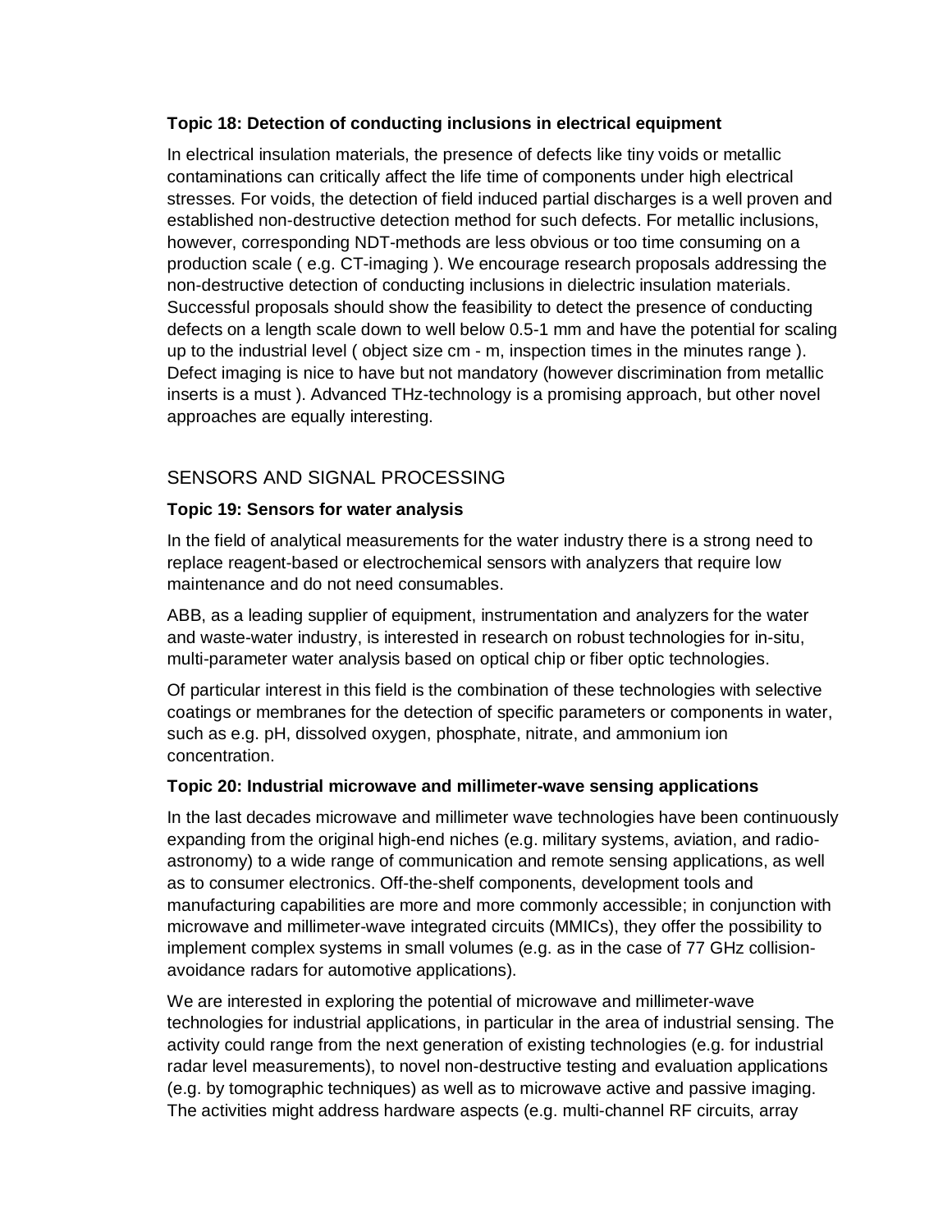**Topic 18: Detection of conducting inclusions in electrical equipment**

In electrical insulation materials, the presence of defects like tiny voids or metallic contaminations can critically affect the life time of components under high electrical stresses. For voids, the detection of field induced partial discharges is a well proven and established non-destructive detection method for such defects. For metallic inclusions, however, corresponding NDT-methods are less obvious or too time consuming on a production scale ( e.g. CT-imaging ). We encourage research proposals addressing the non-destructive detection of conducting inclusions in dielectric insulation materials. Successful proposals should show the feasibility to detect the presence of conducting defects on a length scale down to well below 0.5-1 mm and have the potential for scaling up to the industrial level ( object size cm - m, inspection times in the minutes range ). Defect imaging is nice to have but not mandatory (however discrimination from metallic inserts is a must ). Advanced THz-technology is a promising approach, but other novel approaches are equally interesting.

## SENSORS AND SIGNAL PROCESSING

**Topic 19: Sensors for water analysis**

In the field of analytical measurements for the water industry there is a strong need to replace reagent-based or electrochemical sensors with analyzers that require low maintenance and do not need consumables.

ABB, as a leading supplier of equipment, instrumentation and analyzers for the water and waste-water industry, is interested in research on robust technologies for in-situ, multi-parameter water analysis based on optical chip or fiber optic technologies.

Of particular interest in this field is the combination of these technologies with selective coatings or membranes for the detection of specific parameters or components in water, such as e.g. pH, dissolved oxygen, phosphate, nitrate, and ammonium ion concentration.

**Topic 20: Industrial microwave and millimeter-wave sensing applications**

In the last decades microwave and millimeter wave technologies have been continuously expanding from the original high-end niches (e.g. military systems, aviation, and radio-astronomy) to a wide range of communication and remote sensing applications, as well as to consumer electronics. Off-the-shelf components, development tools and manufacturing capabilities are more and more commonly accessible; in conjunction with microwave and millimeter-wave integrated circuits (MMICs), they offer the possibility to implement complex systems in small volumes (e.g. as in the case of 77 GHz collision-avoidance radars for automotive applications).

We are interested in exploring the potential of microwave and millimeter-wave technologies for industrial applications, in particular in the area of industrial sensing. The activity could range from the next generation of existing technologies (e.g. for industrial radar level measurements), to novel non-destructive testing and evaluation applications (e.g. by tomographic techniques) as well as to microwave active and passive imaging. The activities might address hardware aspects (e.g. multi-channel RF circuits, array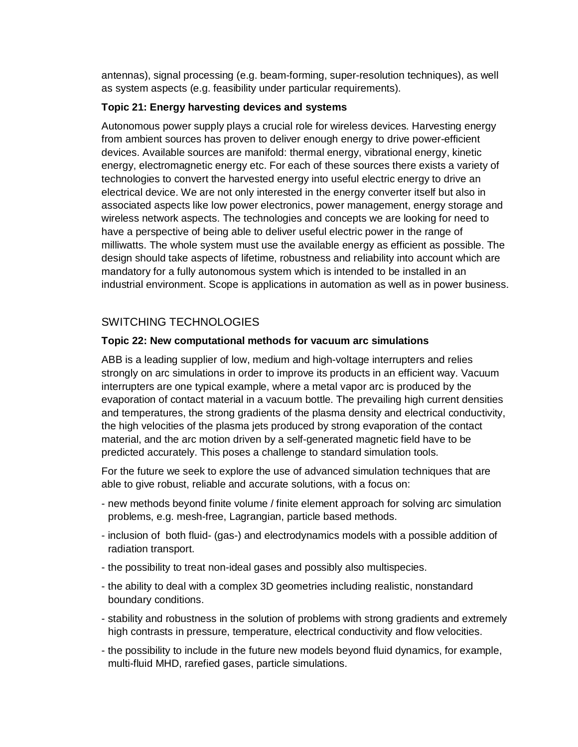antennas), signal processing (e.g. beam-forming, super-resolution techniques), as well as system aspects (e.g. feasibility under particular requirements).

**Topic 21: Energy harvesting devices and systems**

Autonomous power supply plays a crucial role for wireless devices. Harvesting energy from ambient sources has proven to deliver enough energy to drive power-efficient devices. Available sources are manifold: thermal energy, vibrational energy, kinetic energy, electromagnetic energy etc. For each of these sources there exists a variety of technologies to convert the harvested energy into useful electric energy to drive an electrical device. We are not only interested in the energy converter itself but also in associated aspects like low power electronics, power management, energy storage and wireless network aspects. The technologies and concepts we are looking for need to have a perspective of being able to deliver useful electric power in the range of milliwatts. The whole system must use the available energy as efficient as possible. The design should take aspects of lifetime, robustness and reliability into account which are mandatory for a fully autonomous system which is intended to be installed in an industrial environment. Scope is applications in automation as well as in power business.

## SWITCHING TECHNOLOGIES

**Topic 22: New computational methods for vacuum arc simulations**

ABB is a leading supplier of low, medium and high-voltage interrupters and relies strongly on arc simulations in order to improve its products in an efficient way. Vacuum interrupters are one typical example, where a metal vapor arc is produced by the evaporation of contact material in a vacuum bottle. The prevailing high current densities and temperatures, the strong gradients of the plasma density and electrical conductivity, the high velocities of the plasma jets produced by strong evaporation of the contact material, and the arc motion driven by a self-generated magnetic field have to be predicted accurately. This poses a challenge to standard simulation tools.

For the future we seek to explore the use of advanced simulation techniques that are able to give robust, reliable and accurate solutions, with a focus on:

- new methods beyond finite volume / finite element approach for solving arc simulation problems, e.g. mesh-free, Lagrangian, particle based methods.
- inclusion of both fluid- (gas-) and electrodynamics models with a possible addition of radiation transport.
- the possibility to treat non-ideal gases and possibly also multispecies.
- the ability to deal with a complex 3D geometries including realistic, nonstandard boundary conditions.
- stability and robustness in the solution of problems with strong gradients and extremely high contrasts in pressure, temperature, electrical conductivity and flow velocities.
- the possibility to include in the future new models beyond fluid dynamics, for example, multi-fluid MHD, rarefied gases, particle simulations.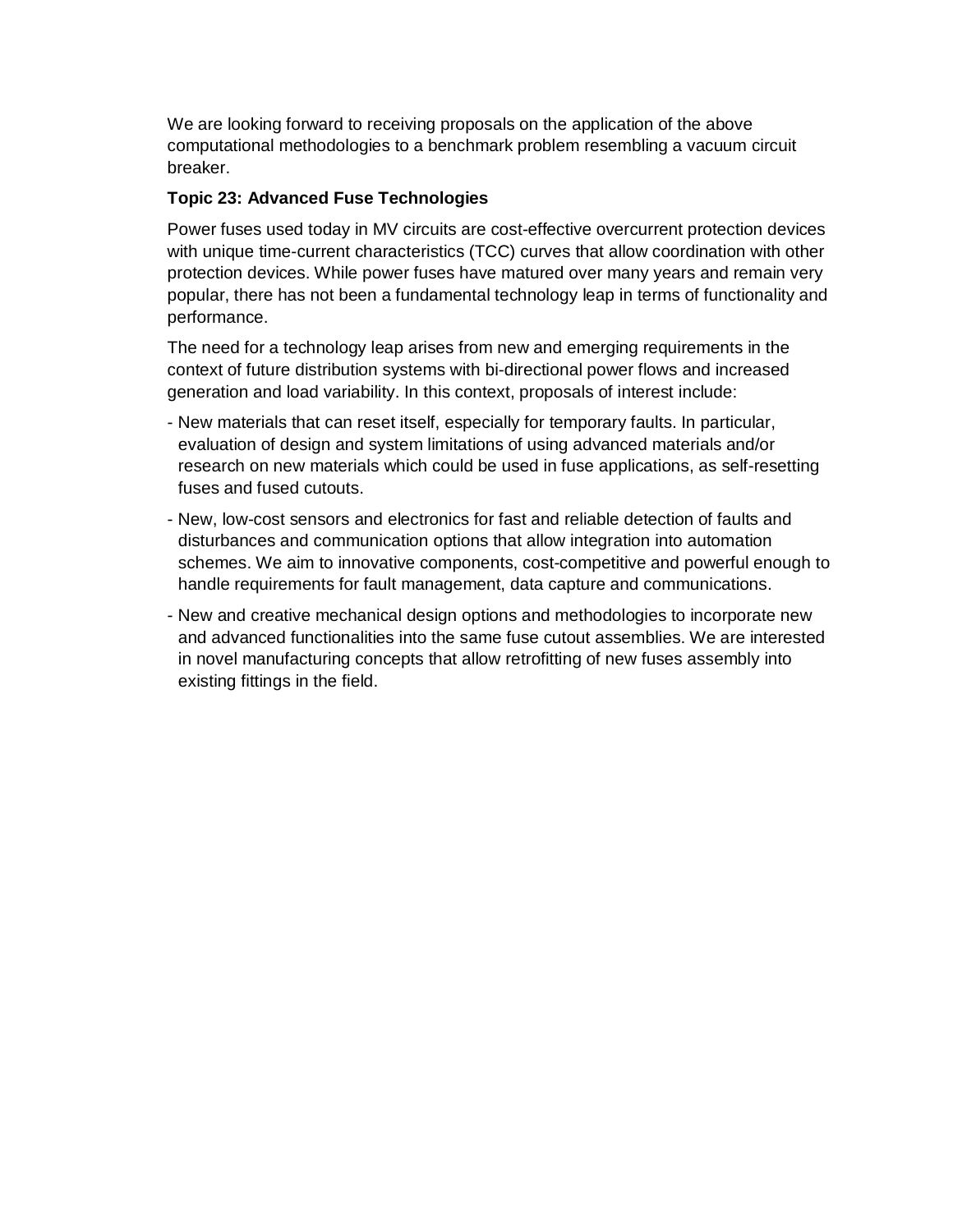We are looking forward to receiving proposals on the application of the above computational methodologies to a benchmark problem resembling a vacuum circuit breaker.

**Topic 23: Advanced Fuse Technologies**

Power fuses used today in MV circuits are cost-effective overcurrent protection devices with unique time-current characteristics (TCC) curves that allow coordination with other protection devices. While power fuses have matured over many years and remain very popular, there has not been a fundamental technology leap in terms of functionality and performance.

The need for a technology leap arises from new and emerging requirements in the context of future distribution systems with bi-directional power flows and increased generation and load variability. In this context, proposals of interest include:

- New materials that can reset itself, especially for temporary faults. In particular, evaluation of design and system limitations of using advanced materials and/or research on new materials which could be used in fuse applications, as self-resetting fuses and fused cutouts.
- New, low-cost sensors and electronics for fast and reliable detection of faults and disturbances and communication options that allow integration into automation schemes. We aim to innovative components, cost-competitive and powerful enough to handle requirements for fault management, data capture and communications.
- New and creative mechanical design options and methodologies to incorporate new and advanced functionalities into the same fuse cutout assemblies. We are interested in novel manufacturing concepts that allow retrofitting of new fuses assembly into existing fittings in the field.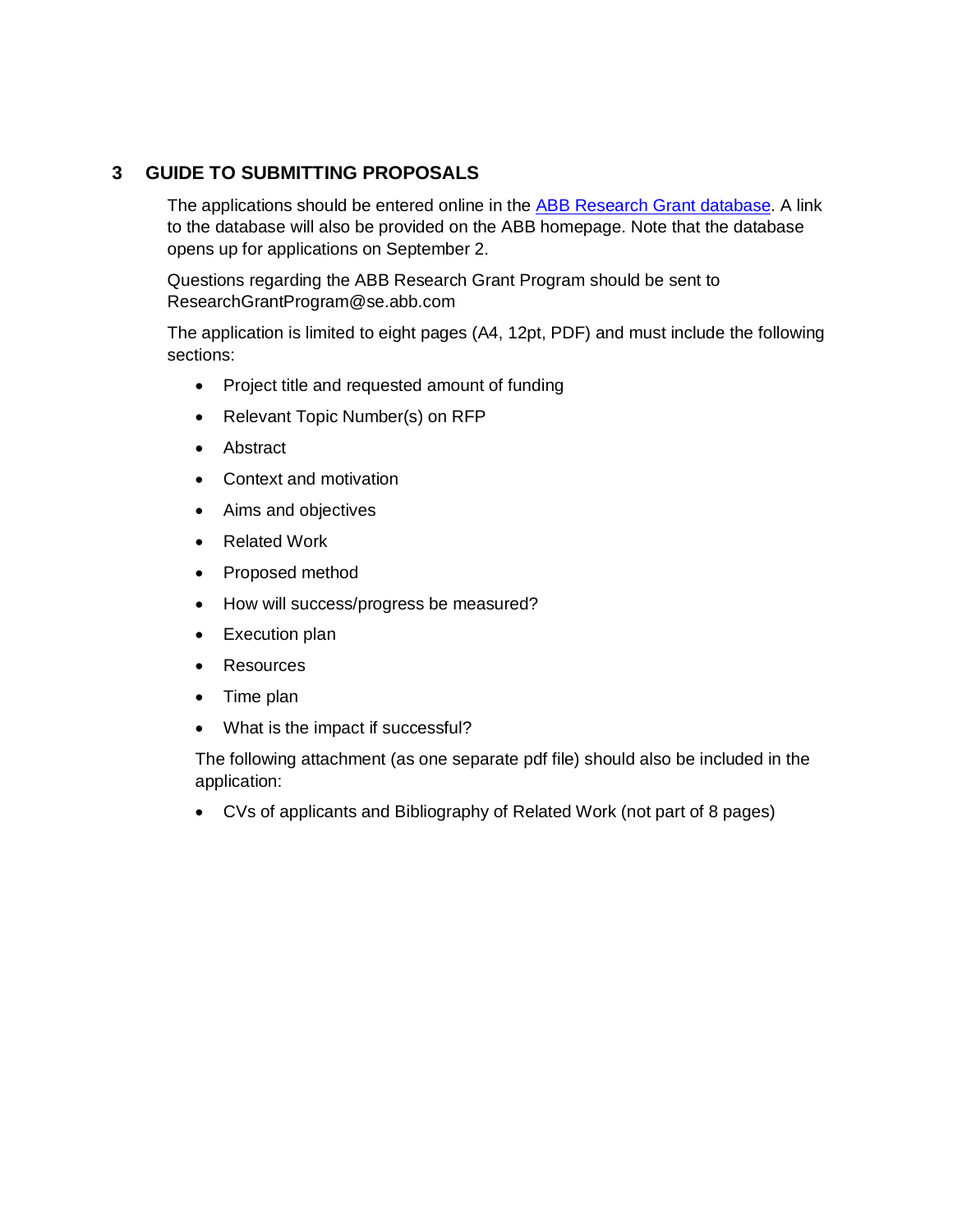## 3 GUIDE TO SUBMITTING PROPOSALS

The applications should be entered online in the ABB Research Grant database. A link to the database will also be provided on the ABB homepage. Note that the database opens up for applications on September 2.

Questions regarding the ABB Research Grant Program should be sent to ResearchGrantProgram@se.abb.com

The application is limited to eight pages (A4, 12pt, PDF) and must include the following sections:

- Project title and requested amount of funding
- Relevant Topic Number(s) on RFP
- Abstract
- Context and motivation
- Aims and objectives
- Related Work
- Proposed method
- How will success/progress be measured?
- Execution plan
- Resources
- Time plan
- What is the impact if successful?

The following attachment (as one separate pdf file) should also be included in the application:

- CVs of applicants and Bibliography of Related Work (not part of 8 pages)